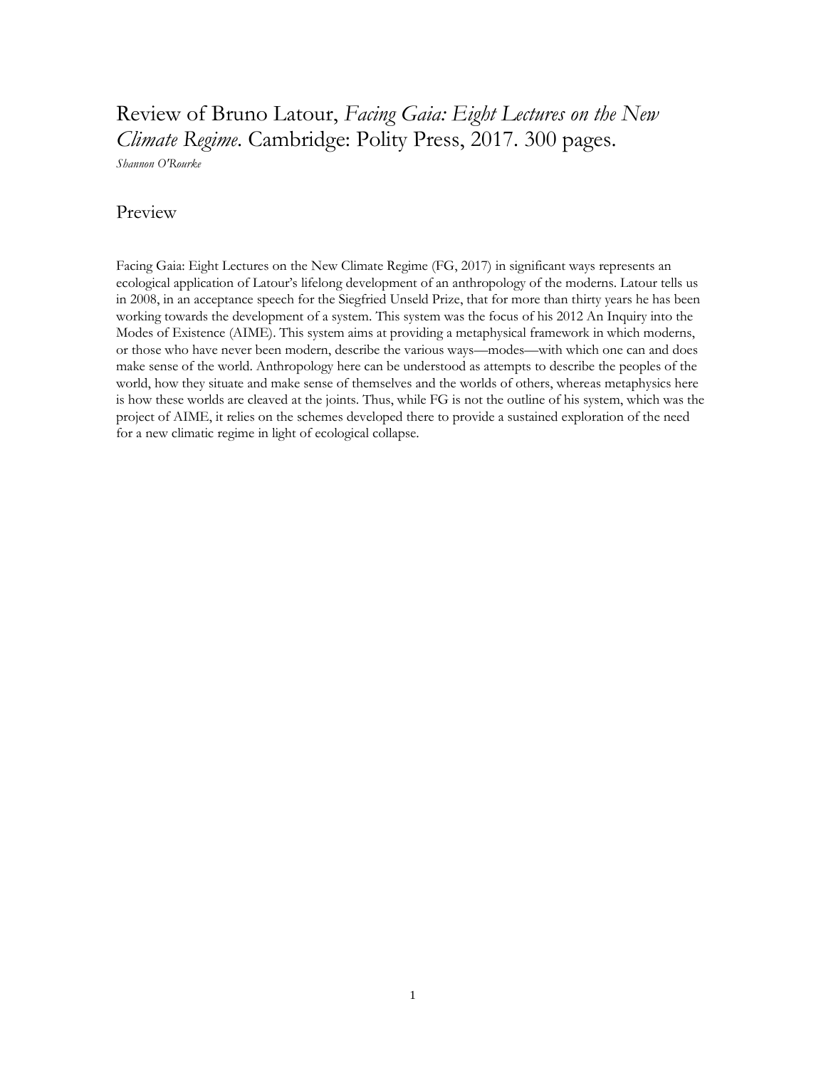# Review of Bruno Latour, *Facing Gaia: Eight Lectures on the New Climate Regime*. Cambridge: Polity Press, 2017. 300 pages.

*Shannon O'Rourke*

## Preview

Facing Gaia: Eight Lectures on the New Climate Regime (FG, 2017) in significant ways represents an ecological application of Latour's lifelong development of an anthropology of the moderns. Latour tells us in 2008, in an acceptance speech for the Siegfried Unseld Prize, that for more than thirty years he has been working towards the development of a system. This system was the focus of his 2012 An Inquiry into the Modes of Existence (AIME). This system aims at providing a metaphysical framework in which moderns, or those who have never been modern, describe the various ways—modes—with which one can and does make sense of the world. Anthropology here can be understood as attempts to describe the peoples of the world, how they situate and make sense of themselves and the worlds of others, whereas metaphysics here is how these worlds are cleaved at the joints. Thus, while FG is not the outline of his system, which was the project of AIME, it relies on the schemes developed there to provide a sustained exploration of the need for a new climatic regime in light of ecological collapse.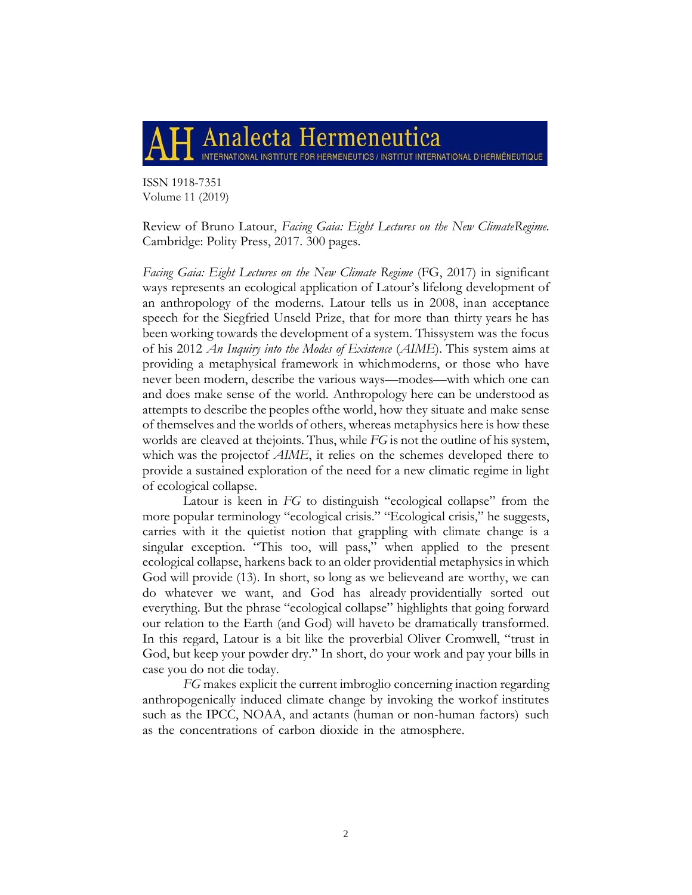ISSN 1918-7351
Volume 11 (2019)

Review of Bruno Latour, *Facing Gaia: Eight Lectures on the New ClimateRegime*. Cambridge: Polity Press, 2017. 300 pages.

*Facing Gaia: Eight Lectures on the New Climate Regime* (FG, 2017) in significant ways represents an ecological application of Latour's lifelong development of an anthropology of the moderns. Latour tells us in 2008, inan acceptance speech for the Siegfried Unseld Prize, that for more than thirty years he has been working towards the development of a system. Thissystem was the focus of his 2012 *An Inquiry into the Modes of Existence* (*AIME*). This system aims at providing a metaphysical framework in whichmoderns, or those who have never been modern, describe the various ways—modes—with which one can and does make sense of the world. Anthropology here can be understood as attempts to describe the peoples ofthe world, how they situate and make sense of themselves and the worlds of others, whereas metaphysics here is how these worlds are cleaved at thejoints. Thus, while *FG* is not the outline of his system, which was the projectof *AIME*, it relies on the schemes developed there to provide a sustained exploration of the need for a new climatic regime in light of ecological collapse.

Latour is keen in *FG* to distinguish "ecological collapse" from the more popular terminology "ecological crisis." "Ecological crisis," he suggests, carries with it the quietist notion that grappling with climate change is a singular exception. "This too, will pass," when applied to the present ecological collapse, harkens back to an older providential metaphysics in which God will provide (13). In short, so long as we believeand are worthy, we can do whatever we want, and God has already providentially sorted out everything. But the phrase "ecological collapse" highlights that going forward our relation to the Earth (and God) will haveto be dramatically transformed. In this regard, Latour is a bit like the proverbial Oliver Cromwell, "trust in God, but keep your powder dry." In short, do your work and pay your bills in case you do not die today.

*FG* makes explicit the current imbroglio concerning inaction regarding anthropogenically induced climate change by invoking the workof institutes such as the IPCC, NOAA, and actants (human or non-human factors) such as the concentrations of carbon dioxide in the atmosphere.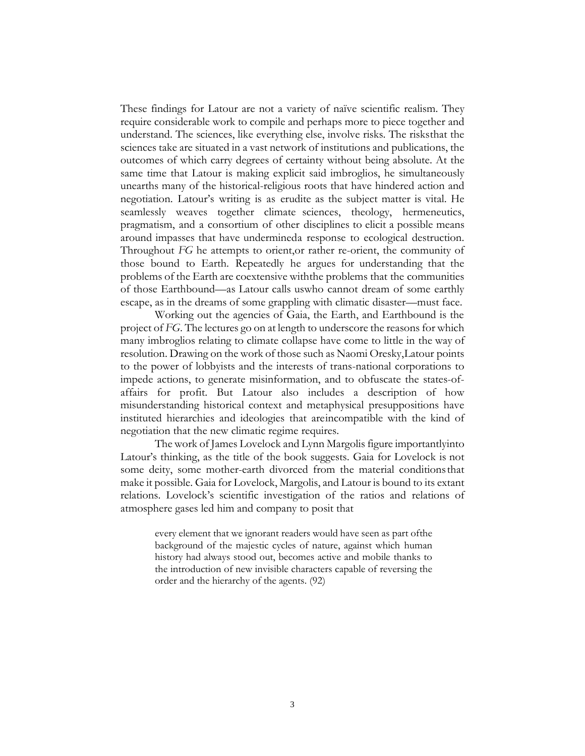These findings for Latour are not a variety of naïve scientific realism. They require considerable work to compile and perhaps more to piece together and understand. The sciences, like everything else, involve risks. The risksthat the sciences take are situated in a vast network of institutions and publications, the outcomes of which carry degrees of certainty without being absolute. At the same time that Latour is making explicit said imbroglios, he simultaneously unearths many of the historical-religious roots that have hindered action and negotiation. Latour's writing is as erudite as the subject matter is vital. He seamlessly weaves together climate sciences, theology, hermeneutics, pragmatism, and a consortium of other disciplines to elicit a possible means around impasses that have undermineda response to ecological destruction. Throughout *FG* he attempts to orient,or rather re-orient, the community of those bound to Earth. Repeatedly he argues for understanding that the problems of the Earth are coextensive withthe problems that the communities of those Earthbound—as Latour calls uswho cannot dream of some earthly escape, as in the dreams of some grappling with climatic disaster—must face.

Working out the agencies of Gaia, the Earth, and Earthbound is the project of *FG*. The lectures go on at length to underscore the reasons for which many imbroglios relating to climate collapse have come to little in the way of resolution. Drawing on the work of those such as Naomi Oresky,Latour points to the power of lobbyists and the interests of trans-national corporations to impede actions, to generate misinformation, and to obfuscate the states-of-affairs for profit. But Latour also includes a description of how misunderstanding historical context and metaphysical presuppositions have instituted hierarchies and ideologies that areincompatible with the kind of negotiation that the new climatic regime requires.

The work of James Lovelock and Lynn Margolis figure importantlyinto Latour's thinking, as the title of the book suggests. Gaia for Lovelock is not some deity, some mother-earth divorced from the material conditionsthat make it possible. Gaia for Lovelock, Margolis, and Latour is bound to its extant relations. Lovelock's scientific investigation of the ratios and relations of atmosphere gases led him and company to posit that

> every element that we ignorant readers would have seen as part ofthe background of the majestic cycles of nature, against which human history had always stood out, becomes active and mobile thanks to the introduction of new invisible characters capable of reversing the order and the hierarchy of the agents. (92)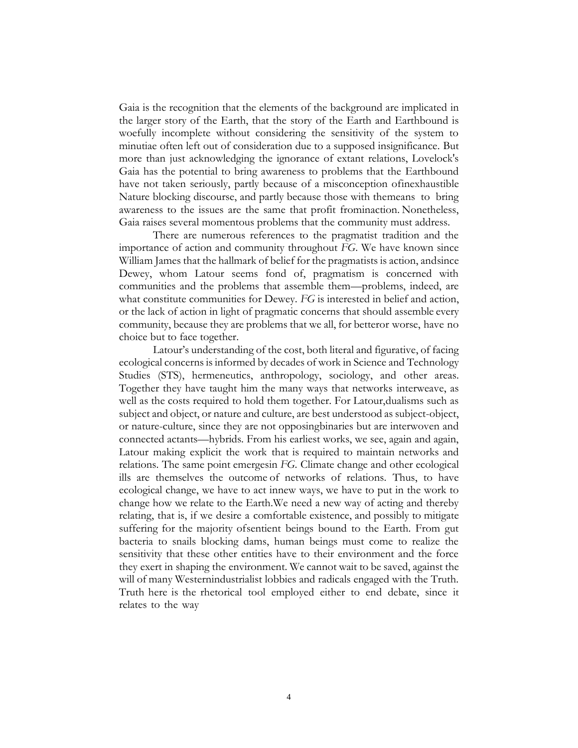Gaia is the recognition that the elements of the background are implicated in the larger story of the Earth, that the story of the Earth and Earthbound is woefully incomplete without considering the sensitivity of the system to minutiae often left out of consideration due to a supposed insignificance. But more than just acknowledging the ignorance of extant relations, Lovelock's Gaia has the potential to bring awareness to problems that the Earthbound have not taken seriously, partly because of a misconception ofinexhaustible Nature blocking discourse, and partly because those with themeans to bring awareness to the issues are the same that profit frominaction. Nonetheless, Gaia raises several momentous problems that the community must address.

There are numerous references to the pragmatist tradition and the importance of action and community throughout *FG*. We have known since William James that the hallmark of belief for the pragmatists is action, andsince Dewey, whom Latour seems fond of, pragmatism is concerned with communities and the problems that assemble them—problems, indeed, are what constitute communities for Dewey. *FG* is interested in belief and action, or the lack of action in light of pragmatic concerns that should assemble every community, because they are problems that we all, for betteror worse, have no choice but to face together.

Latour's understanding of the cost, both literal and figurative, of facing ecological concerns is informed by decades of work in Science and Technology Studies (STS), hermeneutics, anthropology, sociology, and other areas. Together they have taught him the many ways that networks interweave, as well as the costs required to hold them together. For Latour,dualisms such as subject and object, or nature and culture, are best understood as subject-object, or nature-culture, since they are not opposingbinaries but are interwoven and connected actants—hybrids. From his earliest works, we see, again and again, Latour making explicit the work that is required to maintain networks and relations. The same point emergesin *FG*. Climate change and other ecological ills are themselves the outcome of networks of relations. Thus, to have ecological change, we have to act innew ways, we have to put in the work to change how we relate to the Earth.We need a new way of acting and thereby relating, that is, if we desire a comfortable existence, and possibly to mitigate suffering for the majority ofsentient beings bound to the Earth. From gut bacteria to snails blocking dams, human beings must come to realize the sensitivity that these other entities have to their environment and the force they exert in shaping the environment. We cannot wait to be saved, against the will of many Westernindustrialist lobbies and radicals engaged with the Truth. Truth here is the rhetorical tool employed either to end debate, since it relates to the way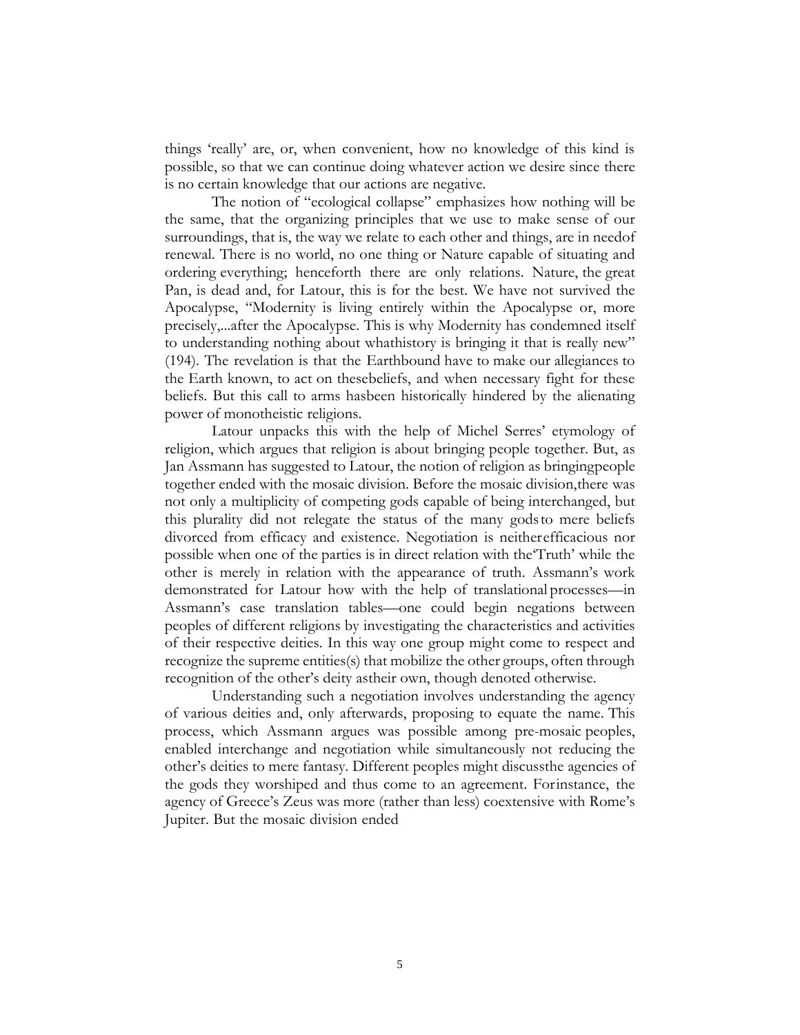things 'really' are, or, when convenient, how no knowledge of this kind is possible, so that we can continue doing whatever action we desire since there is no certain knowledge that our actions are negative.

The notion of "ecological collapse" emphasizes how nothing will be the same, that the organizing principles that we use to make sense of our surroundings, that is, the way we relate to each other and things, are in needof renewal. There is no world, no one thing or Nature capable of situating and ordering everything; henceforth there are only relations. Nature, the great Pan, is dead and, for Latour, this is for the best. We have not survived the Apocalypse, "Modernity is living entirely within the Apocalypse or, more precisely,...after the Apocalypse. This is why Modernity has condemned itself to understanding nothing about whathistory is bringing it that is really new" (194). The revelation is that the Earthbound have to make our allegiances to the Earth known, to act on thesebeliefs, and when necessary fight for these beliefs. But this call to arms hasbeen historically hindered by the alienating power of monotheistic religions.

Latour unpacks this with the help of Michel Serres' etymology of religion, which argues that religion is about bringing people together. But, as Jan Assmann has suggested to Latour, the notion of religion as bringingpeople together ended with the mosaic division. Before the mosaic division,there was not only a multiplicity of competing gods capable of being interchanged, but this plurality did not relegate the status of the many godsto mere beliefs divorced from efficacy and existence. Negotiation is neitherefficacious nor possible when one of the parties is in direct relation with the'Truth' while the other is merely in relation with the appearance of truth. Assmann's work demonstrated for Latour how with the help of translational processes—in Assmann's case translation tables—one could begin negations between peoples of different religions by investigating the characteristics and activities of their respective deities. In this way one group might come to respect and recognize the supreme entities(s) that mobilize the other groups, often through recognition of the other's deity astheir own, though denoted otherwise.

Understanding such a negotiation involves understanding the agency of various deities and, only afterwards, proposing to equate the name. This process, which Assmann argues was possible among pre-mosaic peoples, enabled interchange and negotiation while simultaneously not reducing the other's deities to mere fantasy. Different peoples might discussthe agencies of the gods they worshiped and thus come to an agreement. Forinstance, the agency of Greece's Zeus was more (rather than less) coextensive with Rome's Jupiter. But the mosaic division ended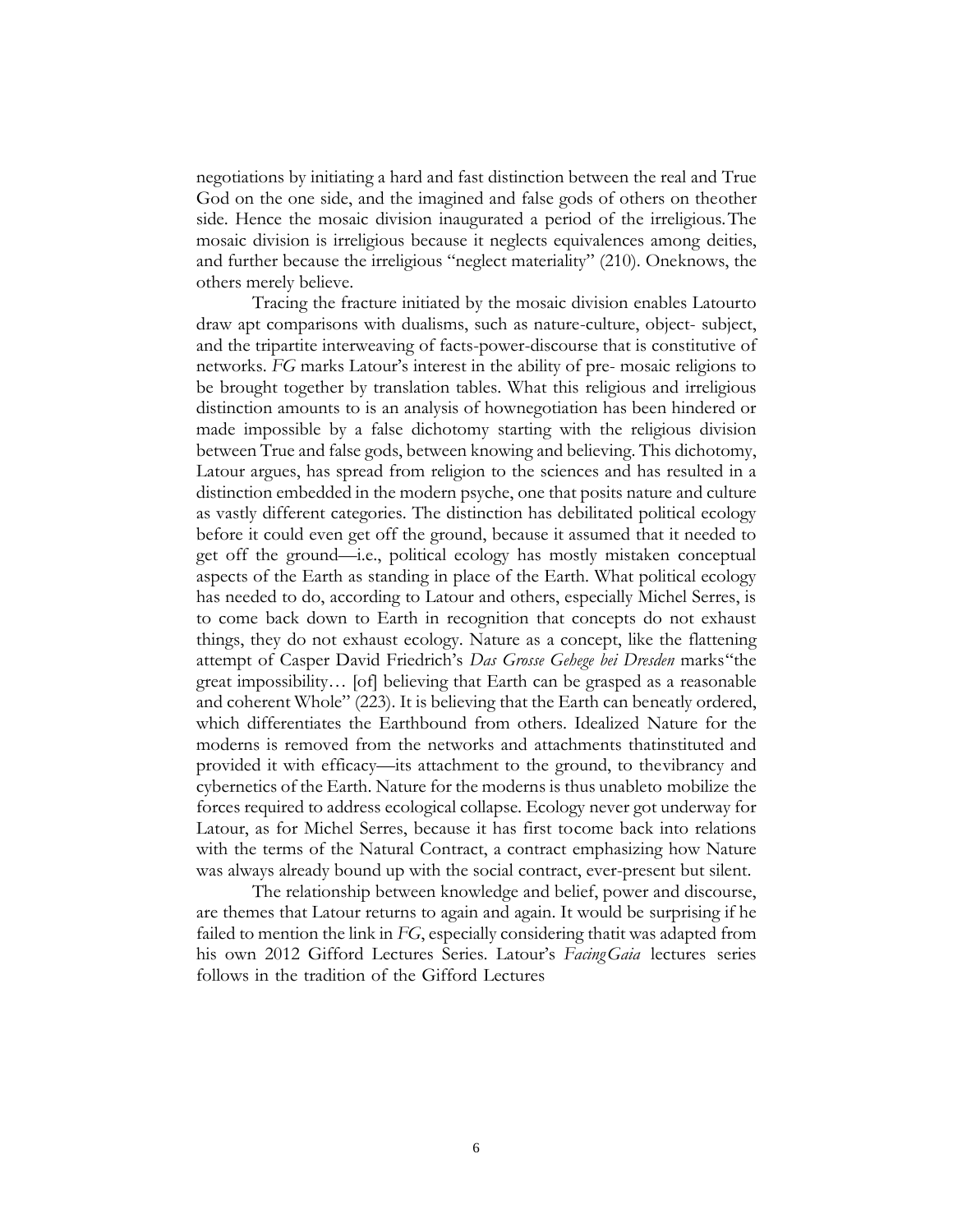negotiations by initiating a hard and fast distinction between the real and True God on the one side, and the imagined and false gods of others on theother side. Hence the mosaic division inaugurated a period of the irreligious.The mosaic division is irreligious because it neglects equivalences among deities, and further because the irreligious "neglect materiality" (210). Oneknows, the others merely believe.

Tracing the fracture initiated by the mosaic division enables Latourto draw apt comparisons with dualisms, such as nature-culture, object- subject, and the tripartite interweaving of facts-power-discourse that is constitutive of networks. *FG* marks Latour's interest in the ability of pre- mosaic religions to be brought together by translation tables. What this religious and irreligious distinction amounts to is an analysis of hownegotiation has been hindered or made impossible by a false dichotomy starting with the religious division between True and false gods, between knowing and believing. This dichotomy, Latour argues, has spread from religion to the sciences and has resulted in a distinction embedded in the modern psyche, one that posits nature and culture as vastly different categories. The distinction has debilitated political ecology before it could even get off the ground, because it assumed that it needed to get off the ground—i.e., political ecology has mostly mistaken conceptual aspects of the Earth as standing in place of the Earth. What political ecology has needed to do, according to Latour and others, especially Michel Serres, is to come back down to Earth in recognition that concepts do not exhaust things, they do not exhaust ecology. Nature as a concept, like the flattening attempt of Casper David Friedrich's *Das Grosse Gehege bei Dresden* marks"the great impossibility… [of] believing that Earth can be grasped as a reasonable and coherent Whole" (223). It is believing that the Earth can beneatly ordered, which differentiates the Earthbound from others. Idealized Nature for the moderns is removed from the networks and attachments thatinstituted and provided it with efficacy—its attachment to the ground, to thevibrancy and cybernetics of the Earth. Nature for the moderns is thus unableto mobilize the forces required to address ecological collapse. Ecology never got underway for Latour, as for Michel Serres, because it has first tocome back into relations with the terms of the Natural Contract, a contract emphasizing how Nature was always already bound up with the social contract, ever-present but silent.

The relationship between knowledge and belief, power and discourse, are themes that Latour returns to again and again. It would be surprising if he failed to mention the link in *FG*, especially considering thatit was adapted from his own 2012 Gifford Lectures Series. Latour's *FacingGaia* lectures series follows in the tradition of the Gifford Lectures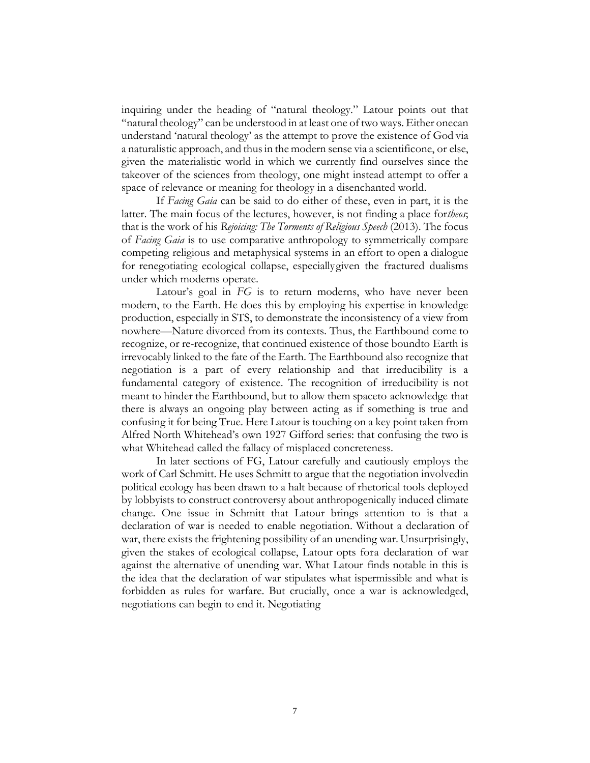inquiring under the heading of "natural theology." Latour points out that "natural theology" can be understood in at least one of two ways. Either onecan understand 'natural theology' as the attempt to prove the existence of God via a naturalistic approach, and thus in the modern sense via a scientificone, or else, given the materialistic world in which we currently find ourselves since the takeover of the sciences from theology, one might instead attempt to offer a space of relevance or meaning for theology in a disenchanted world.

If *Facing Gaia* can be said to do either of these, even in part, it is the latter. The main focus of the lectures, however, is not finding a place for*theos*; that is the work of his *Rejoicing: The Torments of Religious Speech* (2013). The focus of *Facing Gaia* is to use comparative anthropology to symmetrically compare competing religious and metaphysical systems in an effort to open a dialogue for renegotiating ecological collapse, especiallygiven the fractured dualisms under which moderns operate.

Latour's goal in *FG* is to return moderns, who have never been modern, to the Earth. He does this by employing his expertise in knowledge production, especially in STS, to demonstrate the inconsistency of a view from nowhere—Nature divorced from its contexts. Thus, the Earthbound come to recognize, or re-recognize, that continued existence of those boundto Earth is irrevocably linked to the fate of the Earth. The Earthbound also recognize that negotiation is a part of every relationship and that irreducibility is a fundamental category of existence. The recognition of irreducibility is not meant to hinder the Earthbound, but to allow them spaceto acknowledge that there is always an ongoing play between acting as if something is true and confusing it for being True. Here Latour is touching on a key point taken from Alfred North Whitehead's own 1927 Gifford series: that confusing the two is what Whitehead called the fallacy of misplaced concreteness.

In later sections of FG, Latour carefully and cautiously employs the work of Carl Schmitt. He uses Schmitt to argue that the negotiation involvedin political ecology has been drawn to a halt because of rhetorical tools deployed by lobbyists to construct controversy about anthropogenically induced climate change. One issue in Schmitt that Latour brings attention to is that a declaration of war is needed to enable negotiation. Without a declaration of war, there exists the frightening possibility of an unending war. Unsurprisingly, given the stakes of ecological collapse, Latour opts fora declaration of war against the alternative of unending war. What Latour finds notable in this is the idea that the declaration of war stipulates what ispermissible and what is forbidden as rules for warfare. But crucially, once a war is acknowledged, negotiations can begin to end it. Negotiating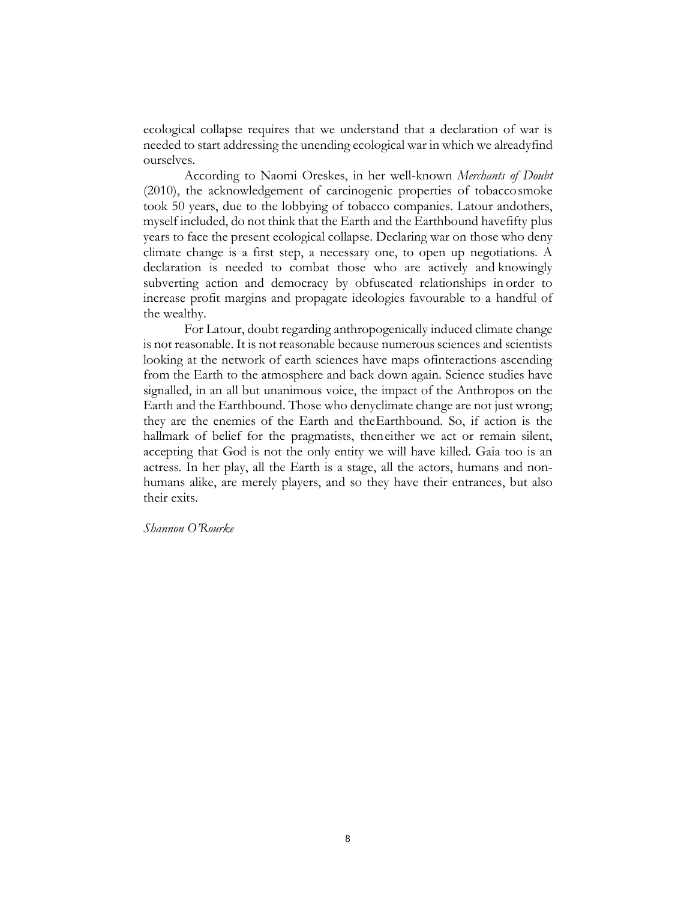ecological collapse requires that we understand that a declaration of war is needed to start addressing the unending ecological war in which we already find ourselves.

According to Naomi Oreskes, in her well-known *Merchants of Doubt* (2010), the acknowledgement of carcinogenic properties of tobacco smoke took 50 years, due to the lobbying of tobacco companies. Latour and others, myself included, do not think that the Earth and the Earthbound have fifty plus years to face the present ecological collapse. Declaring war on those who deny climate change is a first step, a necessary one, to open up negotiations. A declaration is needed to combat those who are actively and knowingly subverting action and democracy by obfuscated relationships in order to increase profit margins and propagate ideologies favourable to a handful of the wealthy.

For Latour, doubt regarding anthropogenically induced climate change is not reasonable. It is not reasonable because numerous sciences and scientists looking at the network of earth sciences have maps of interactions ascending from the Earth to the atmosphere and back down again. Science studies have signalled, in an all but unanimous voice, the impact of the Anthropos on the Earth and the Earthbound. Those who deny climate change are not just wrong; they are the enemies of the Earth and the Earthbound. So, if action is the hallmark of belief for the pragmatists, then either we act or remain silent, accepting that God is not the only entity we will have killed. Gaia too is an actress. In her play, all the Earth is a stage, all the actors, humans and non-humans alike, are merely players, and so they have their entrances, but also their exits.

*Shannon O'Rourke*